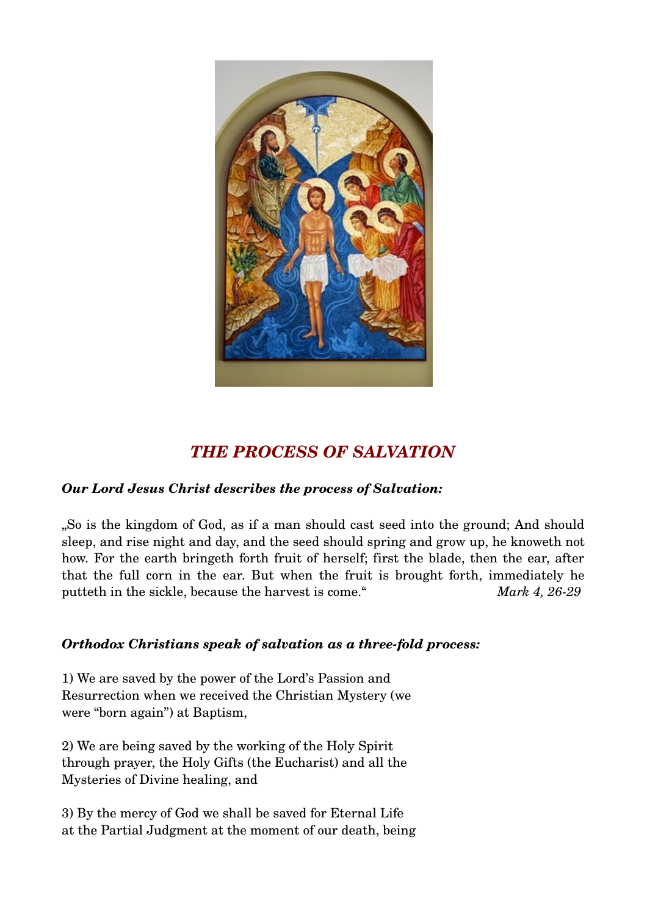## *THE PROCESS OF SALVATION*

***Our Lord Jesus Christ describes the process of Salvation:***

„So is the kingdom of God, as if a man should cast seed into the ground; And should sleep, and rise night and day, and the seed should spring and grow up, he knoweth not how. For the earth bringeth forth fruit of herself; first the blade, then the ear, after that the full corn in the ear. But when the fruit is brought forth, immediately he putteth in the sickle, because the harvest is come.“ *Mark 4, 26-29*

***Orthodox Christians speak of salvation as a three-fold process:***

1) We are saved by the power of the Lord's Passion and Resurrection when we received the Christian Mystery (we were "born again") at Baptism,

2) We are being saved by the working of the Holy Spirit through prayer, the Holy Gifts (the Eucharist) and all the Mysteries of Divine healing, and

3) By the mercy of God we shall be saved for Eternal Life at the Partial Judgment at the moment of our death, being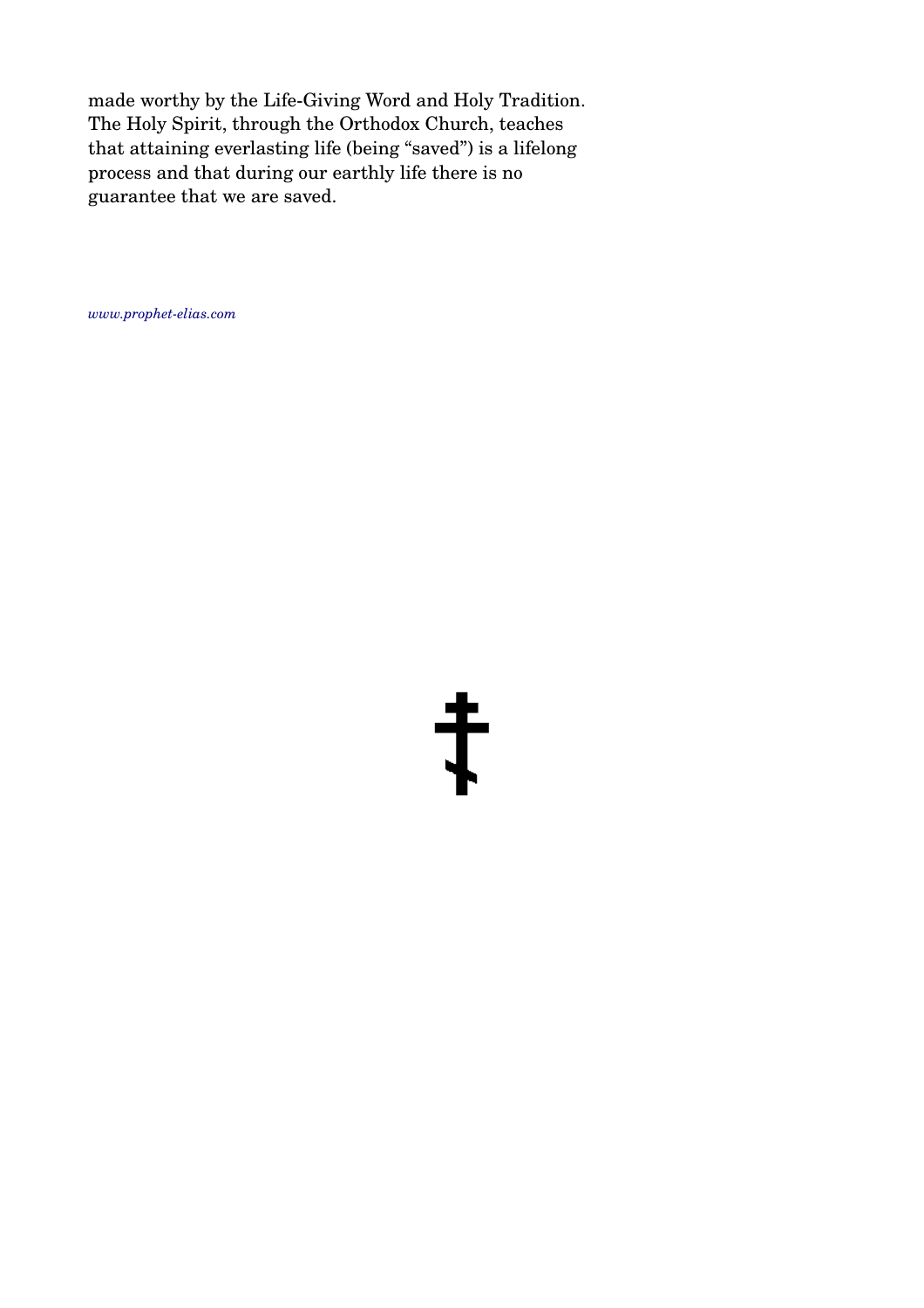made worthy by the Life-Giving Word and Holy Tradition. The Holy Spirit, through the Orthodox Church, teaches that attaining everlasting life (being "saved") is a lifelong process and that during our earthly life there is no guarantee that we are saved.

*www.prophet-elias.com*

☦